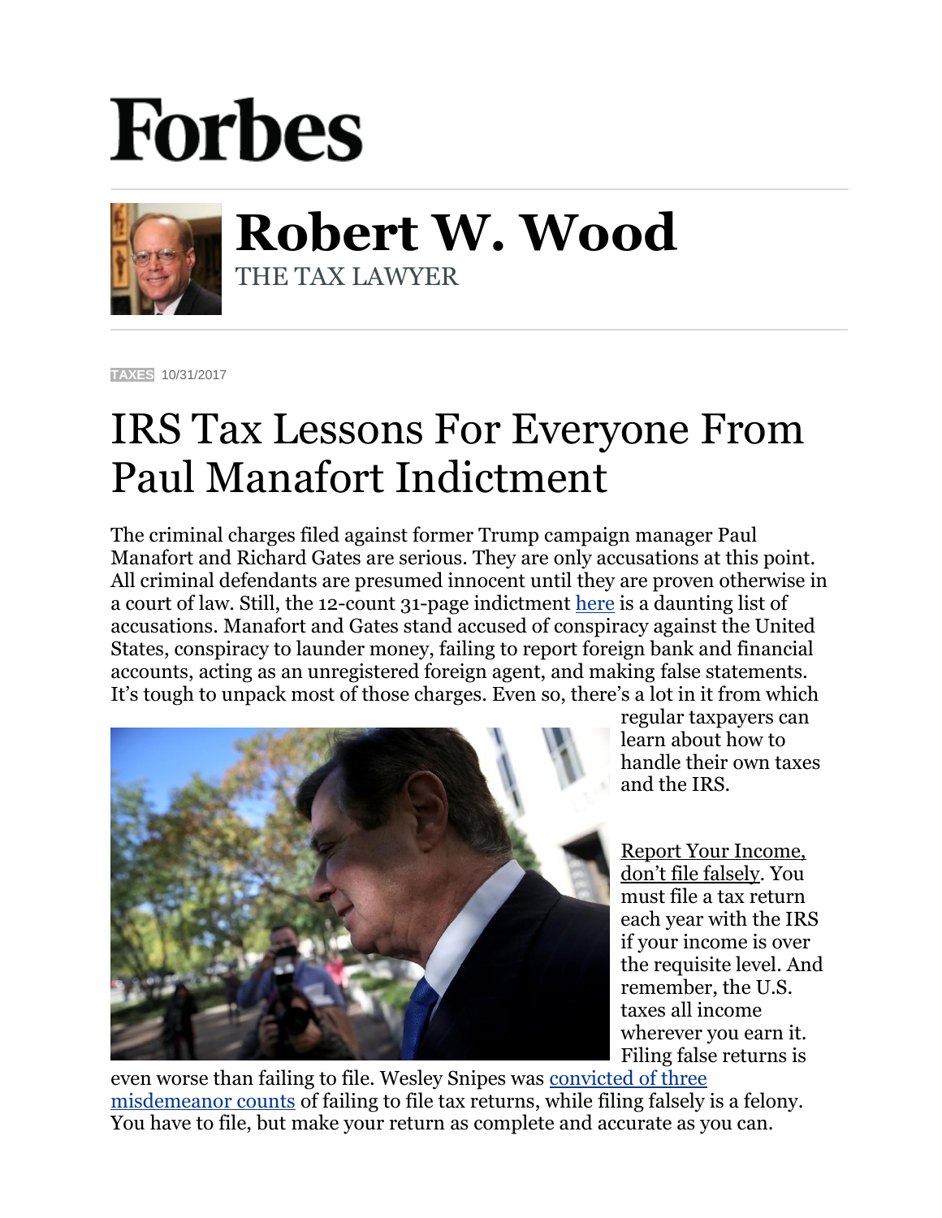# Forbes

## Robert W. Wood

THE TAX LAWYER

TAXES 10/31/2017

# IRS Tax Lessons For Everyone From Paul Manafort Indictment

The criminal charges filed against former Trump campaign manager Paul Manafort and Richard Gates are serious. They are only accusations at this point. All criminal defendants are presumed innocent until they are proven otherwise in a court of law. Still, the 12-count 31-page indictment here is a daunting list of accusations. Manafort and Gates stand accused of conspiracy against the United States, conspiracy to launder money, failing to report foreign bank and financial accounts, acting as an unregistered foreign agent, and making false statements. It's tough to unpack most of those charges. Even so, there's a lot in it from which regular taxpayers can learn about how to handle their own taxes and the IRS.

Report Your Income, don't file falsely. You must file a tax return each year with the IRS if your income is over the requisite level. And remember, the U.S. taxes all income wherever you earn it. Filing false returns is even worse than failing to file. Wesley Snipes was convicted of three misdemeanor counts of failing to file tax returns, while filing falsely is a felony. You have to file, but make your return as complete and accurate as you can.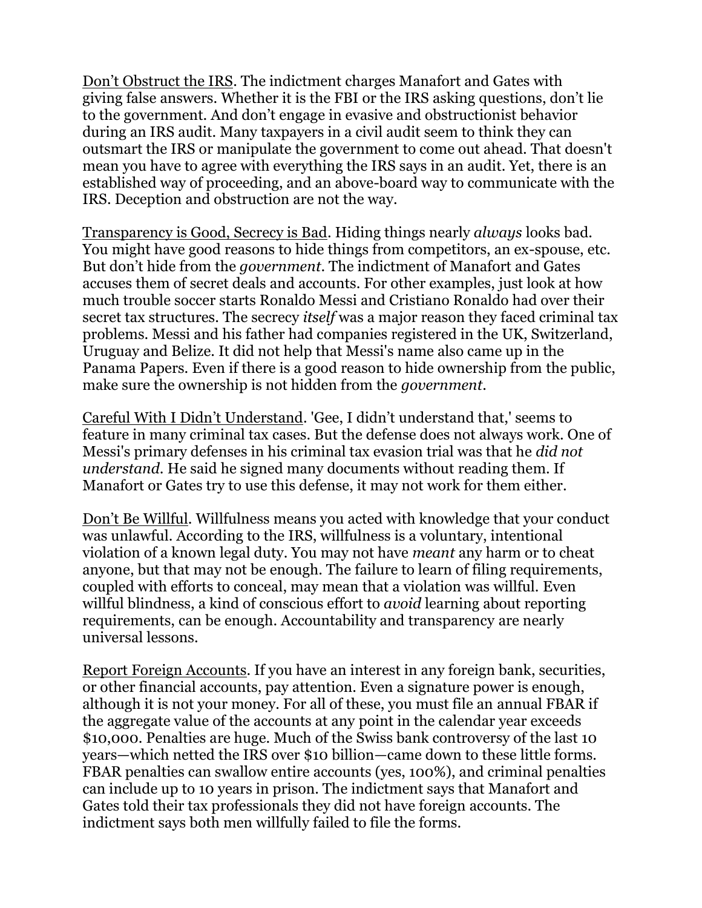Don't Obstruct the IRS. The indictment charges Manafort and Gates with giving false answers. Whether it is the FBI or the IRS asking questions, don't lie to the government. And don't engage in evasive and obstructionist behavior during an IRS audit. Many taxpayers in a civil audit seem to think they can outsmart the IRS or manipulate the government to come out ahead. That doesn't mean you have to agree with everything the IRS says in an audit. Yet, there is an established way of proceeding, and an above-board way to communicate with the IRS. Deception and obstruction are not the way.

Transparency is Good, Secrecy is Bad. Hiding things nearly *always* looks bad. You might have good reasons to hide things from competitors, an ex-spouse, etc. But don't hide from the *government*. The indictment of Manafort and Gates accuses them of secret deals and accounts. For other examples, just look at how much trouble soccer starts Ronaldo Messi and Cristiano Ronaldo had over their secret tax structures. The secrecy *itself* was a major reason they faced criminal tax problems. Messi and his father had companies registered in the UK, Switzerland, Uruguay and Belize. It did not help that Messi's name also came up in the Panama Papers. Even if there is a good reason to hide ownership from the public, make sure the ownership is not hidden from the *government*.

Careful With I Didn't Understand. 'Gee, I didn't understand that,' seems to feature in many criminal tax cases. But the defense does not always work. One of Messi's primary defenses in his criminal tax evasion trial was that he *did not understand*. He said he signed many documents without reading them. If Manafort or Gates try to use this defense, it may not work for them either.

Don't Be Willful. Willfulness means you acted with knowledge that your conduct was unlawful. According to the IRS, willfulness is a voluntary, intentional violation of a known legal duty. You may not have *meant* any harm or to cheat anyone, but that may not be enough. The failure to learn of filing requirements, coupled with efforts to conceal, may mean that a violation was willful. Even willful blindness, a kind of conscious effort to *avoid* learning about reporting requirements, can be enough. Accountability and transparency are nearly universal lessons.

Report Foreign Accounts. If you have an interest in any foreign bank, securities, or other financial accounts, pay attention. Even a signature power is enough, although it is not your money. For all of these, you must file an annual FBAR if the aggregate value of the accounts at any point in the calendar year exceeds $10,000. Penalties are huge. Much of the Swiss bank controversy of the last 10 years—which netted the IRS over $10 billion—came down to these little forms. FBAR penalties can swallow entire accounts (yes, 100%), and criminal penalties can include up to 10 years in prison. The indictment says that Manafort and Gates told their tax professionals they did not have foreign accounts. The indictment says both men willfully failed to file the forms.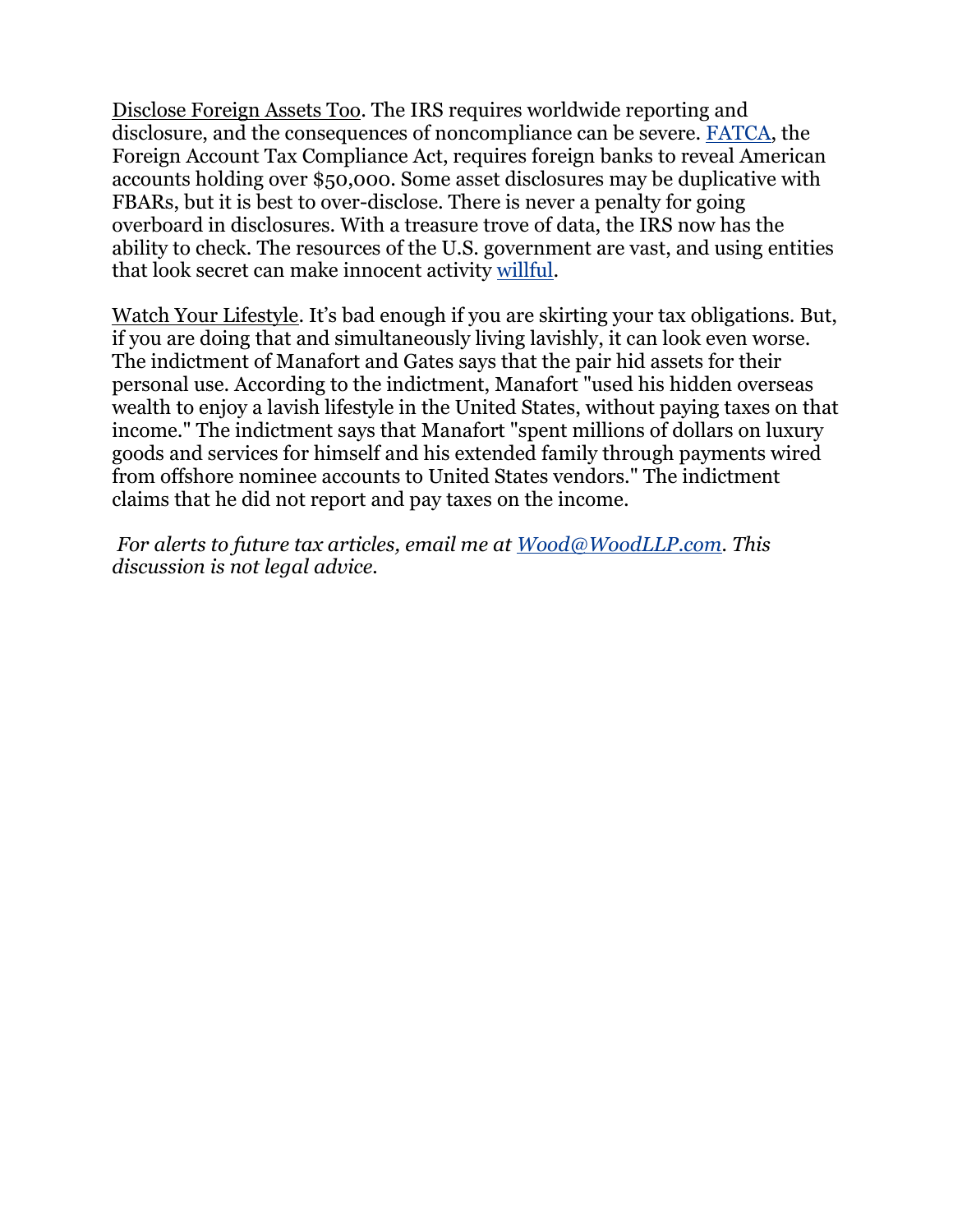Disclose Foreign Assets Too. The IRS requires worldwide reporting and disclosure, and the consequences of noncompliance can be severe. [FATCA](), the Foreign Account Tax Compliance Act, requires foreign banks to reveal American accounts holding over $50,000. Some asset disclosures may be duplicative with FBARs, but it is best to over-disclose. There is never a penalty for going overboard in disclosures. With a treasure trove of data, the IRS now has the ability to check. The resources of the U.S. government are vast, and using entities that look secret can make innocent activity [willful]().

Watch Your Lifestyle. It's bad enough if you are skirting your tax obligations. But, if you are doing that and simultaneously living lavishly, it can look even worse. The indictment of Manafort and Gates says that the pair hid assets for their personal use. According to the indictment, Manafort "used his hidden overseas wealth to enjoy a lavish lifestyle in the United States, without paying taxes on that income." The indictment says that Manafort "spent millions of dollars on luxury goods and services for himself and his extended family through payments wired from offshore nominee accounts to United States vendors." The indictment claims that he did not report and pay taxes on the income.

*For alerts to future tax articles, email me at Wood@WoodLLP.com. This discussion is not legal advice.*